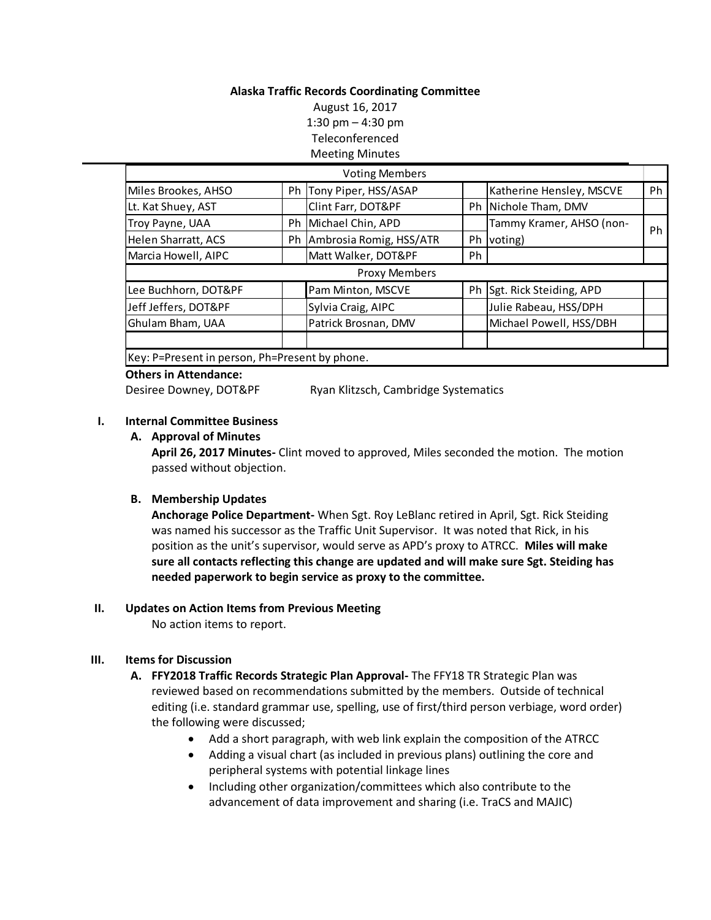**Alaska Traffic Records Coordinating Committee**

August 16, 2017

1:30 pm – 4:30 pm

Teleconferenced

Meeting Minutes

| Voting Members | | | | | |
|---|---|---|---|---|---|
| Miles Brookes, AHSO | Ph | Tony Piper, HSS/ASAP | | Katherine Hensley, MSCVE | Ph |
| Lt. Kat Shuey, AST | | Clint Farr, DOT&PF | Ph | Nichole Tham, DMV | |
| Troy Payne, UAA | Ph | Michael Chin, APD | | Tammy Kramer, AHSO (non-voting) | Ph |
| Helen Sharratt, ACS | Ph | Ambrosia Romig, HSS/ATR | Ph | | |
| Marcia Howell, AIPC | | Matt Walker, DOT&PF | Ph | | |
| Proxy Members | | | | | |
| Lee Buchhorn, DOT&PF | | Pam Minton, MSCVE | Ph | Sgt. Rick Steiding, APD | |
| Jeff Jeffers, DOT&PF | | Sylvia Craig, AIPC | | Julie Rabeau, HSS/DPH | |
| Ghulam Bham, UAA | | Patrick Brosnan, DMV | | Michael Powell, HSS/DBH | |
| | | | | | |
| Key: P=Present in person, Ph=Present by phone. | | | | | |

**Others in Attendance:**

Desiree Downey, DOT&PF

Ryan Klitzsch, Cambridge Systematics

**I. Internal Committee Business**

**A. Approval of Minutes**

**April 26, 2017 Minutes-** Clint moved to approved, Miles seconded the motion. The motion passed without objection.

**B. Membership Updates**

**Anchorage Police Department-** When Sgt. Roy LeBlanc retired in April, Sgt. Rick Steiding was named his successor as the Traffic Unit Supervisor. It was noted that Rick, in his position as the unit's supervisor, would serve as APD's proxy to ATRCC. **Miles will make sure all contacts reflecting this change are updated and will make sure Sgt. Steiding has needed paperwork to begin service as proxy to the committee.**

**II. Updates on Action Items from Previous Meeting**

No action items to report.

**III. Items for Discussion**

**A. FFY2018 Traffic Records Strategic Plan Approval-** The FFY18 TR Strategic Plan was reviewed based on recommendations submitted by the members. Outside of technical editing (i.e. standard grammar use, spelling, use of first/third person verbiage, word order) the following were discussed;

- Add a short paragraph, with web link explain the composition of the ATRCC
- Adding a visual chart (as included in previous plans) outlining the core and peripheral systems with potential linkage lines
- Including other organization/committees which also contribute to the advancement of data improvement and sharing (i.e. TraCS and MAJIC)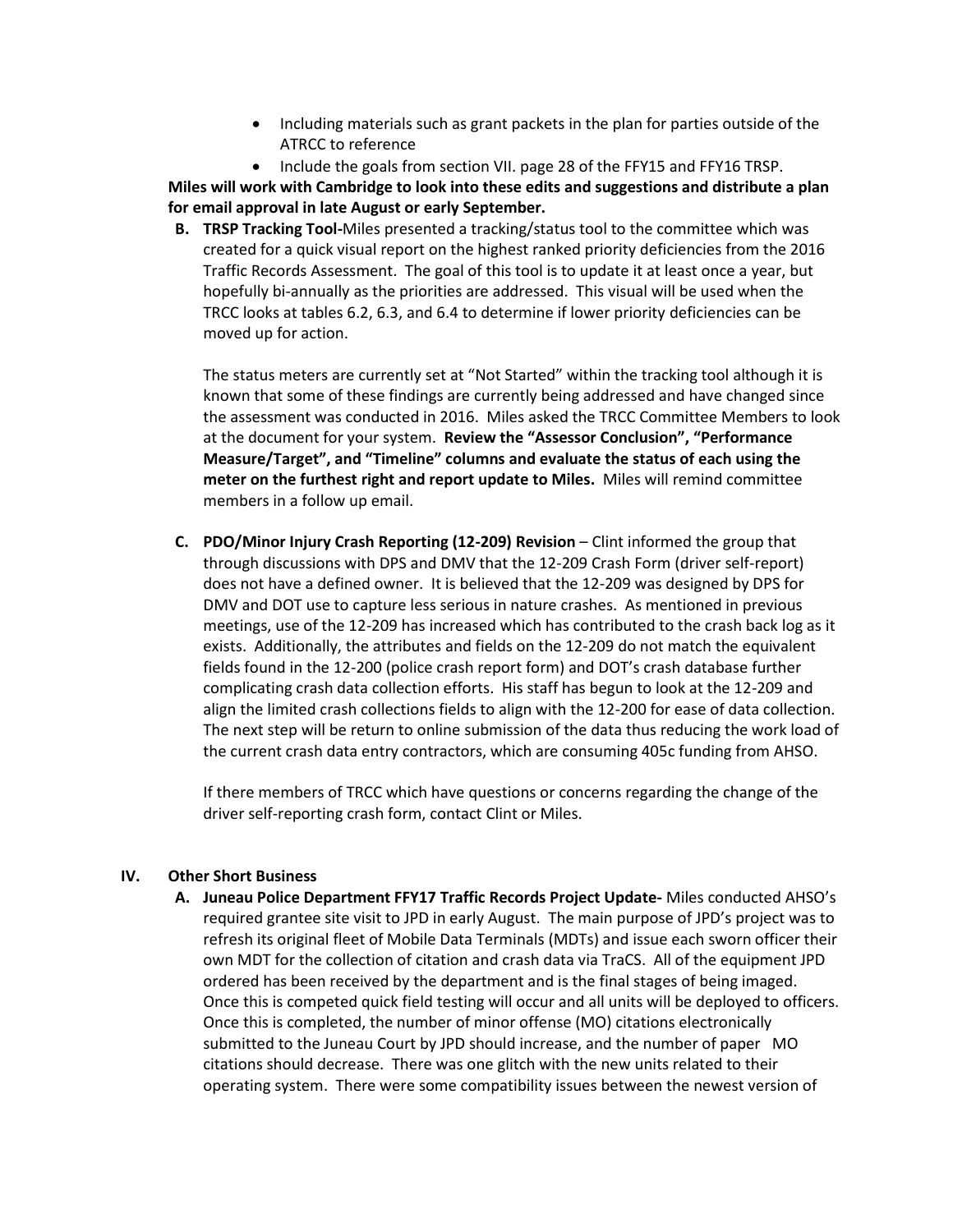- Including materials such as grant packets in the plan for parties outside of the ATRCC to reference
- Include the goals from section VII. page 28 of the FFY15 and FFY16 TRSP.

**Miles will work with Cambridge to look into these edits and suggestions and distribute a plan for email approval in late August or early September.**

**B. TRSP Tracking Tool-**Miles presented a tracking/status tool to the committee which was created for a quick visual report on the highest ranked priority deficiencies from the 2016 Traffic Records Assessment. The goal of this tool is to update it at least once a year, but hopefully bi-annually as the priorities are addressed. This visual will be used when the TRCC looks at tables 6.2, 6.3, and 6.4 to determine if lower priority deficiencies can be moved up for action.

The status meters are currently set at "Not Started" within the tracking tool although it is known that some of these findings are currently being addressed and have changed since the assessment was conducted in 2016. Miles asked the TRCC Committee Members to look at the document for your system. **Review the "Assessor Conclusion", "Performance Measure/Target", and "Timeline" columns and evaluate the status of each using the meter on the furthest right and report update to Miles.** Miles will remind committee members in a follow up email.

**C. PDO/Minor Injury Crash Reporting (12-209) Revision** – Clint informed the group that through discussions with DPS and DMV that the 12-209 Crash Form (driver self-report) does not have a defined owner. It is believed that the 12-209 was designed by DPS for DMV and DOT use to capture less serious in nature crashes. As mentioned in previous meetings, use of the 12-209 has increased which has contributed to the crash back log as it exists. Additionally, the attributes and fields on the 12-209 do not match the equivalent fields found in the 12-200 (police crash report form) and DOT's crash database further complicating crash data collection efforts. His staff has begun to look at the 12-209 and align the limited crash collections fields to align with the 12-200 for ease of data collection. The next step will be return to online submission of the data thus reducing the work load of the current crash data entry contractors, which are consuming 405c funding from AHSO.

If there members of TRCC which have questions or concerns regarding the change of the driver self-reporting crash form, contact Clint or Miles.

## IV. Other Short Business

**A. Juneau Police Department FFY17 Traffic Records Project Update-** Miles conducted AHSO's required grantee site visit to JPD in early August. The main purpose of JPD's project was to refresh its original fleet of Mobile Data Terminals (MDTs) and issue each sworn officer their own MDT for the collection of citation and crash data via TraCS. All of the equipment JPD ordered has been received by the department and is the final stages of being imaged. Once this is competed quick field testing will occur and all units will be deployed to officers. Once this is completed, the number of minor offense (MO) citations electronically submitted to the Juneau Court by JPD should increase, and the number of paper MO citations should decrease. There was one glitch with the new units related to their operating system. There were some compatibility issues between the newest version of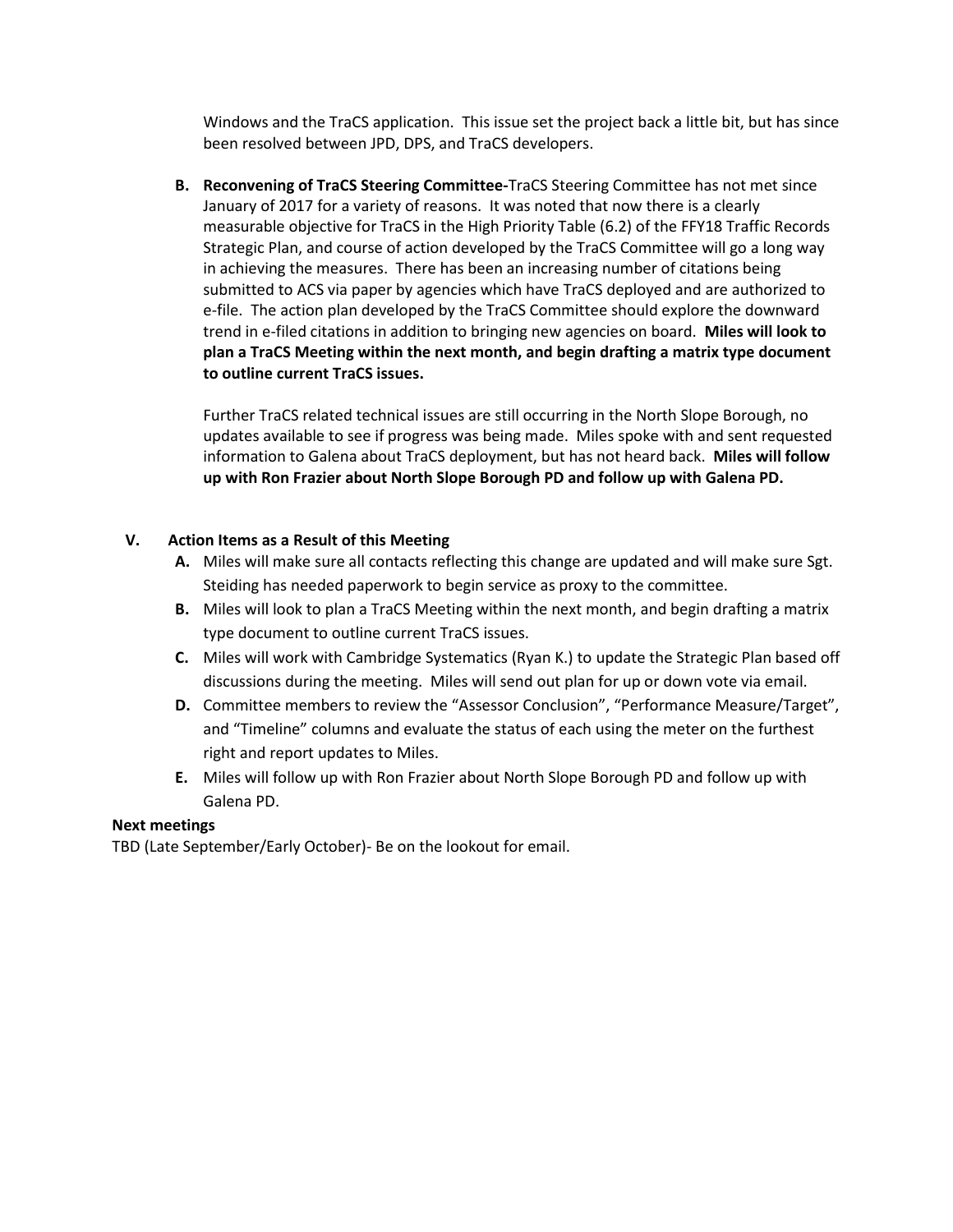Windows and the TraCS application. This issue set the project back a little bit, but has since been resolved between JPD, DPS, and TraCS developers.

**B. Reconvening of TraCS Steering Committee-**TraCS Steering Committee has not met since January of 2017 for a variety of reasons. It was noted that now there is a clearly measurable objective for TraCS in the High Priority Table (6.2) of the FFY18 Traffic Records Strategic Plan, and course of action developed by the TraCS Committee will go a long way in achieving the measures. There has been an increasing number of citations being submitted to ACS via paper by agencies which have TraCS deployed and are authorized to e-file. The action plan developed by the TraCS Committee should explore the downward trend in e-filed citations in addition to bringing new agencies on board. **Miles will look to plan a TraCS Meeting within the next month, and begin drafting a matrix type document to outline current TraCS issues.**

Further TraCS related technical issues are still occurring in the North Slope Borough, no updates available to see if progress was being made. Miles spoke with and sent requested information to Galena about TraCS deployment, but has not heard back. **Miles will follow up with Ron Frazier about North Slope Borough PD and follow up with Galena PD.**

## V. Action Items as a Result of this Meeting

**A.** Miles will make sure all contacts reflecting this change are updated and will make sure Sgt. Steiding has needed paperwork to begin service as proxy to the committee.

**B.** Miles will look to plan a TraCS Meeting within the next month, and begin drafting a matrix type document to outline current TraCS issues.

**C.** Miles will work with Cambridge Systematics (Ryan K.) to update the Strategic Plan based off discussions during the meeting. Miles will send out plan for up or down vote via email.

**D.** Committee members to review the "Assessor Conclusion", "Performance Measure/Target", and "Timeline" columns and evaluate the status of each using the meter on the furthest right and report updates to Miles.

**E.** Miles will follow up with Ron Frazier about North Slope Borough PD and follow up with Galena PD.

**Next meetings**

TBD (Late September/Early October)- Be on the lookout for email.